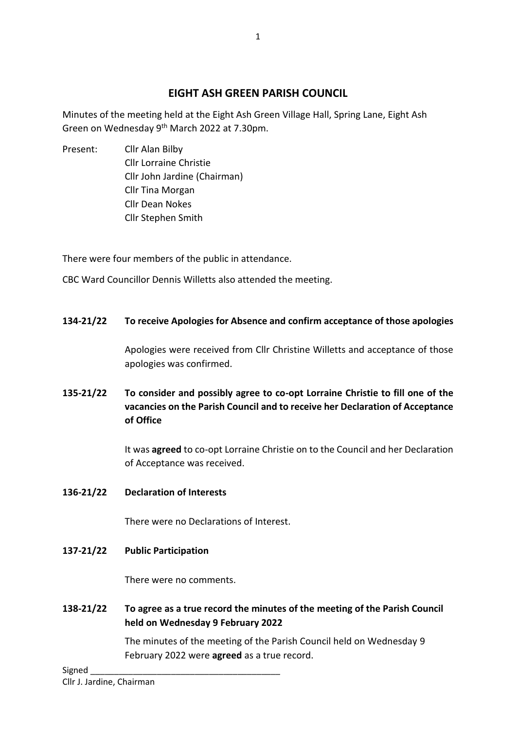# EIGHT ASH GREEN PARISH COUNCIL

Minutes of the meeting held at the Eight Ash Green Village Hall, Spring Lane, Eight Ash Green on Wednesday 9th March 2022 at 7.30pm.

Present:
- Cllr Alan Bilby
- Cllr Lorraine Christie
- Cllr John Jardine (Chairman)
- Cllr Tina Morgan
- Cllr Dean Nokes
- Cllr Stephen Smith

There were four members of the public in attendance.

CBC Ward Councillor Dennis Willetts also attended the meeting.

**134-21/22 To receive Apologies for Absence and confirm acceptance of those apologies**

Apologies were received from Cllr Christine Willetts and acceptance of those apologies was confirmed.

**135-21/22 To consider and possibly agree to co-opt Lorraine Christie to fill one of the vacancies on the Parish Council and to receive her Declaration of Acceptance of Office**

It was **agreed** to co-opt Lorraine Christie on to the Council and her Declaration of Acceptance was received.

**136-21/22 Declaration of Interests**

There were no Declarations of Interest.

**137-21/22 Public Participation**

There were no comments.

**138-21/22 To agree as a true record the minutes of the meeting of the Parish Council held on Wednesday 9 February 2022**

The minutes of the meeting of the Parish Council held on Wednesday 9 February 2022 were **agreed** as a true record.

Signed ________________________________________
Cllr J. Jardine, Chairman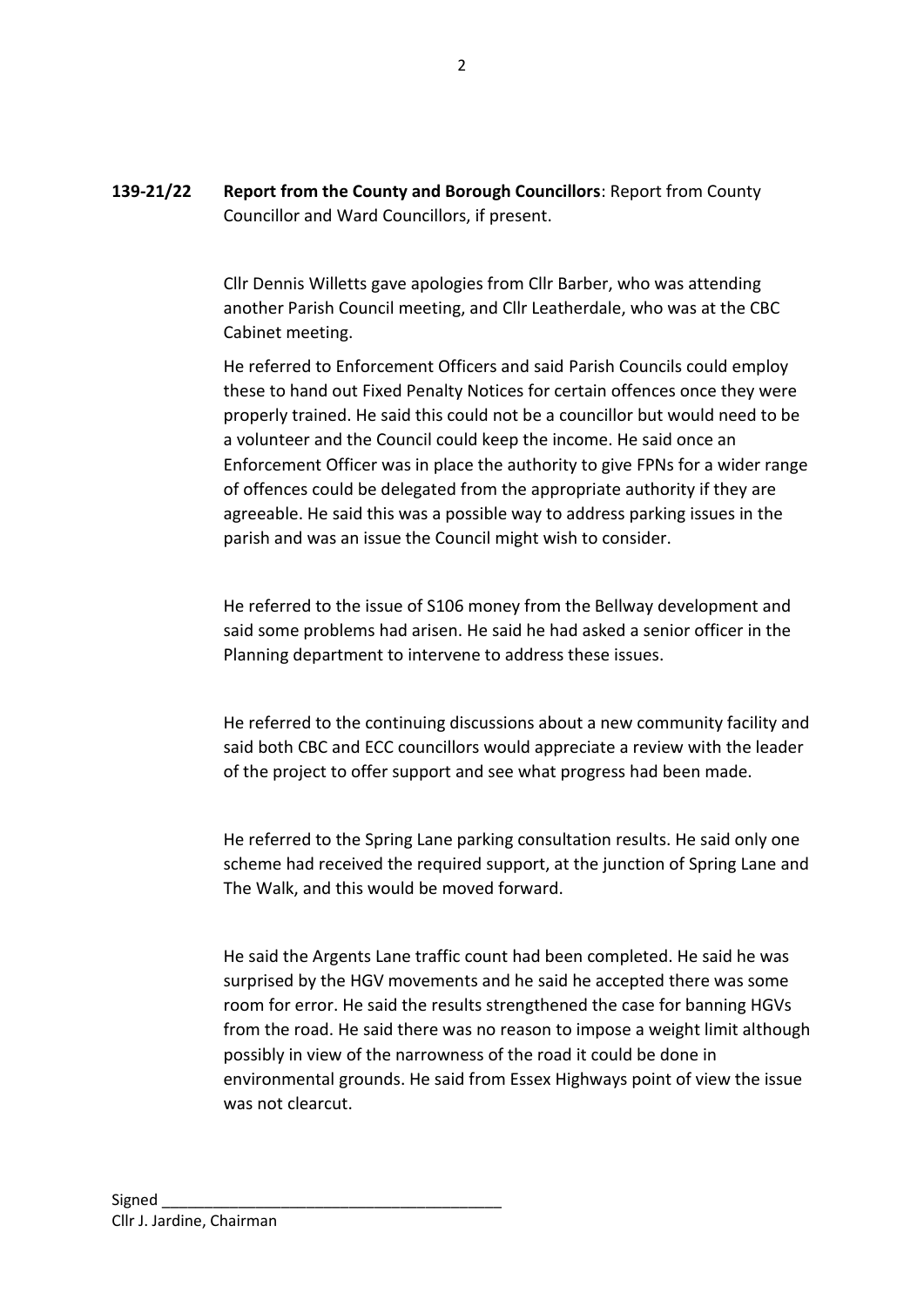**139-21/22 Report from the County and Borough Councillors**: Report from County Councillor and Ward Councillors, if present.

Cllr Dennis Willetts gave apologies from Cllr Barber, who was attending another Parish Council meeting, and Cllr Leatherdale, who was at the CBC Cabinet meeting.

He referred to Enforcement Officers and said Parish Councils could employ these to hand out Fixed Penalty Notices for certain offences once they were properly trained. He said this could not be a councillor but would need to be a volunteer and the Council could keep the income. He said once an Enforcement Officer was in place the authority to give FPNs for a wider range of offences could be delegated from the appropriate authority if they are agreeable. He said this was a possible way to address parking issues in the parish and was an issue the Council might wish to consider.

He referred to the issue of S106 money from the Bellway development and said some problems had arisen. He said he had asked a senior officer in the Planning department to intervene to address these issues.

He referred to the continuing discussions about a new community facility and said both CBC and ECC councillors would appreciate a review with the leader of the project to offer support and see what progress had been made.

He referred to the Spring Lane parking consultation results. He said only one scheme had received the required support, at the junction of Spring Lane and The Walk, and this would be moved forward.

He said the Argents Lane traffic count had been completed. He said he was surprised by the HGV movements and he said he accepted there was some room for error. He said the results strengthened the case for banning HGVs from the road. He said there was no reason to impose a weight limit although possibly in view of the narrowness of the road it could be done in environmental grounds. He said from Essex Highways point of view the issue was not clearcut.

Signed ________________________________________
Cllr J. Jardine, Chairman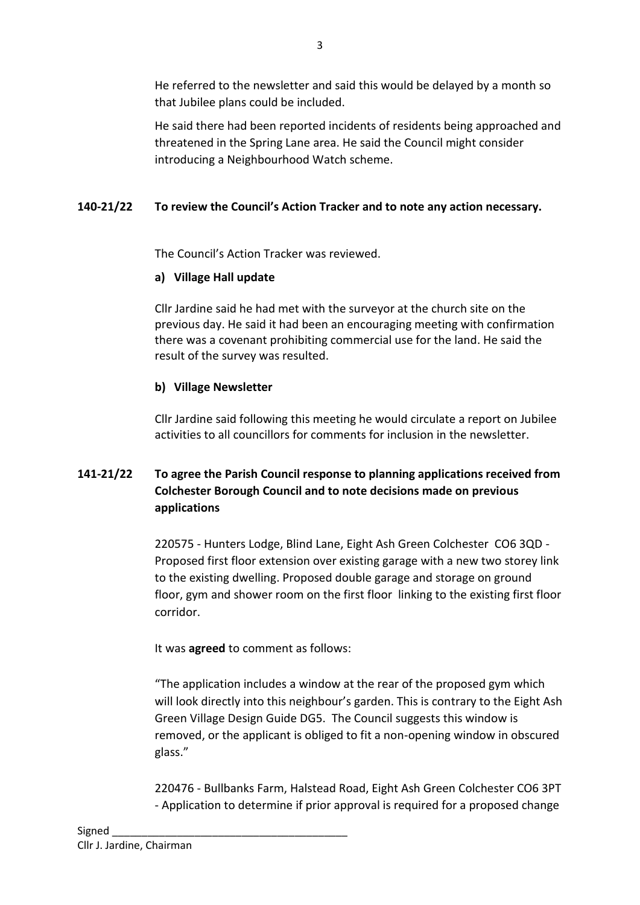He referred to the newsletter and said this would be delayed by a month so that Jubilee plans could be included.

He said there had been reported incidents of residents being approached and threatened in the Spring Lane area. He said the Council might consider introducing a Neighbourhood Watch scheme.

**140-21/22 To review the Council's Action Tracker and to note any action necessary.**

The Council's Action Tracker was reviewed.

**a) Village Hall update**

Cllr Jardine said he had met with the surveyor at the church site on the previous day. He said it had been an encouraging meeting with confirmation there was a covenant prohibiting commercial use for the land. He said the result of the survey was resulted.

**b) Village Newsletter**

Cllr Jardine said following this meeting he would circulate a report on Jubilee activities to all councillors for comments for inclusion in the newsletter.

**141-21/22 To agree the Parish Council response to planning applications received from Colchester Borough Council and to note decisions made on previous applications**

220575 - Hunters Lodge, Blind Lane, Eight Ash Green Colchester CO6 3QD - Proposed first floor extension over existing garage with a new two storey link to the existing dwelling. Proposed double garage and storage on ground floor, gym and shower room on the first floor linking to the existing first floor corridor.

It was **agreed** to comment as follows:

"The application includes a window at the rear of the proposed gym which will look directly into this neighbour's garden. This is contrary to the Eight Ash Green Village Design Guide DG5. The Council suggests this window is removed, or the applicant is obliged to fit a non-opening window in obscured glass."

220476 - Bullbanks Farm, Halstead Road, Eight Ash Green Colchester CO6 3PT - Application to determine if prior approval is required for a proposed change

Signed \_\_\_\_\_\_\_\_\_\_\_\_\_\_\_\_\_\_\_\_\_\_\_\_\_\_\_\_\_\_\_\_\_\_\_\_\_\_\_
Cllr J. Jardine, Chairman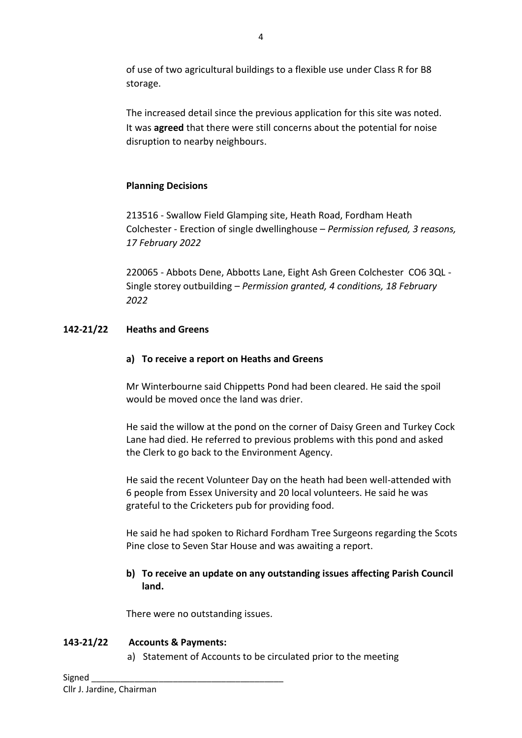of use of two agricultural buildings to a flexible use under Class R for B8 storage.

The increased detail since the previous application for this site was noted. It was **agreed** that there were still concerns about the potential for noise disruption to nearby neighbours.

**Planning Decisions**

213516 - Swallow Field Glamping site, Heath Road, Fordham Heath Colchester - Erection of single dwellinghouse – *Permission refused, 3 reasons, 17 February 2022*

220065 - Abbots Dene, Abbotts Lane, Eight Ash Green Colchester CO6 3QL - Single storey outbuilding – *Permission granted, 4 conditions, 18 February 2022*

## 142-21/22 Heaths and Greens

**a) To receive a report on Heaths and Greens**

Mr Winterbourne said Chippetts Pond had been cleared. He said the spoil would be moved once the land was drier.

He said the willow at the pond on the corner of Daisy Green and Turkey Cock Lane had died. He referred to previous problems with this pond and asked the Clerk to go back to the Environment Agency.

He said the recent Volunteer Day on the heath had been well-attended with 6 people from Essex University and 20 local volunteers. He said he was grateful to the Cricketers pub for providing food.

He said he had spoken to Richard Fordham Tree Surgeons regarding the Scots Pine close to Seven Star House and was awaiting a report.

**b) To receive an update on any outstanding issues affecting Parish Council land.**

There were no outstanding issues.

## 143-21/22 Accounts & Payments:

a) Statement of Accounts to be circulated prior to the meeting

Signed _______________________________________
Cllr J. Jardine, Chairman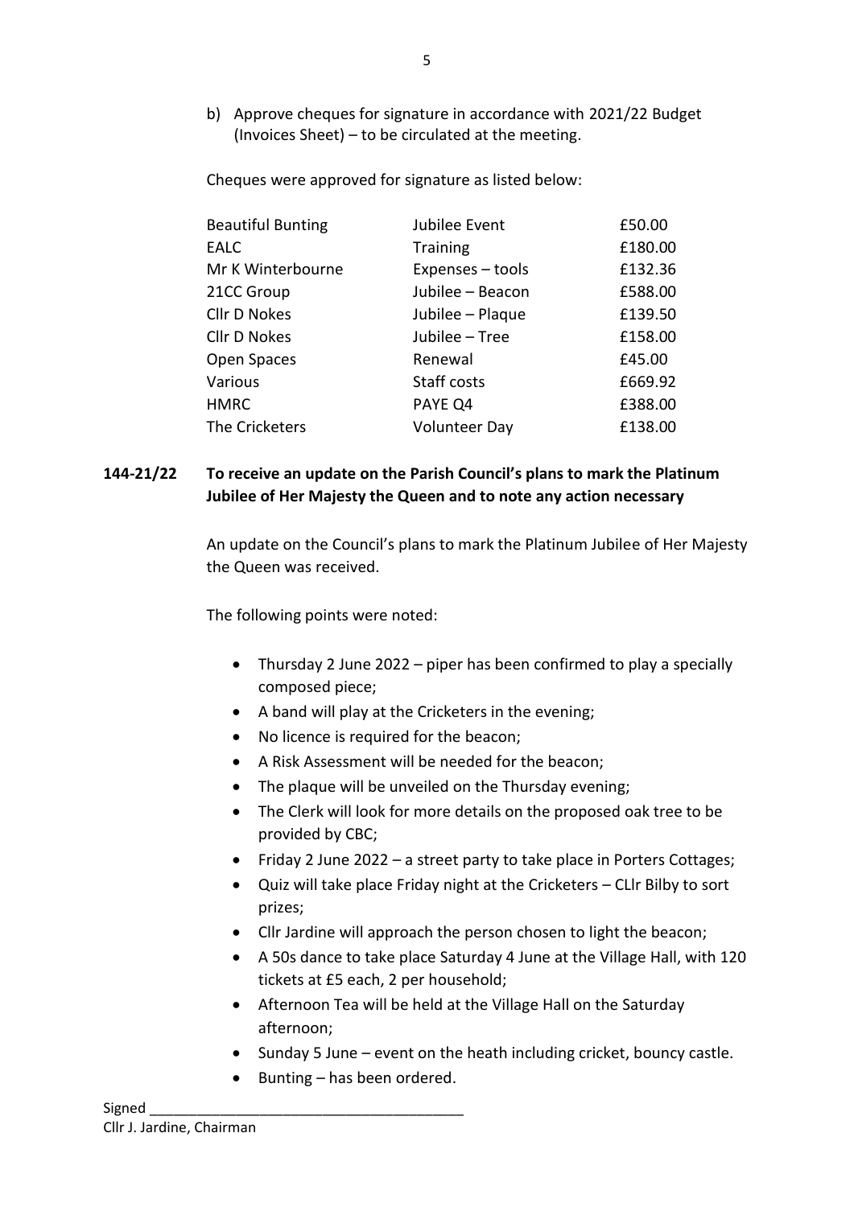b) Approve cheques for signature in accordance with 2021/22 Budget (Invoices Sheet) – to be circulated at the meeting.

Cheques were approved for signature as listed below:

| | | |
|---|---|---|
| Beautiful Bunting | Jubilee Event | £50.00 |
| EALC | Training | £180.00 |
| Mr K Winterbourne | Expenses – tools | £132.36 |
| 21CC Group | Jubilee – Beacon | £588.00 |
| Cllr D Nokes | Jubilee – Plaque | £139.50 |
| Cllr D Nokes | Jubilee – Tree | £158.00 |
| Open Spaces | Renewal | £45.00 |
| Various | Staff costs | £669.92 |
| HMRC | PAYE Q4 | £388.00 |
| The Cricketers | Volunteer Day | £138.00 |

**144-21/22 To receive an update on the Parish Council's plans to mark the Platinum Jubilee of Her Majesty the Queen and to note any action necessary**

An update on the Council's plans to mark the Platinum Jubilee of Her Majesty the Queen was received.

The following points were noted:

- Thursday 2 June 2022 – piper has been confirmed to play a specially composed piece;
- A band will play at the Cricketers in the evening;
- No licence is required for the beacon;
- A Risk Assessment will be needed for the beacon;
- The plaque will be unveiled on the Thursday evening;
- The Clerk will look for more details on the proposed oak tree to be provided by CBC;
- Friday 2 June 2022 – a street party to take place in Porters Cottages;
- Quiz will take place Friday night at the Cricketers – CLlr Bilby to sort prizes;
- Cllr Jardine will approach the person chosen to light the beacon;
- A 50s dance to take place Saturday 4 June at the Village Hall, with 120 tickets at £5 each, 2 per household;
- Afternoon Tea will be held at the Village Hall on the Saturday afternoon;
- Sunday 5 June – event on the heath including cricket, bouncy castle.
- Bunting – has been ordered.

Signed \_\_\_\_\_\_\_\_\_\_\_\_\_\_\_\_\_\_\_\_\_\_\_\_\_\_\_\_\_\_\_\_\_\_\_\_\_\_\_\_
Cllr J. Jardine, Chairman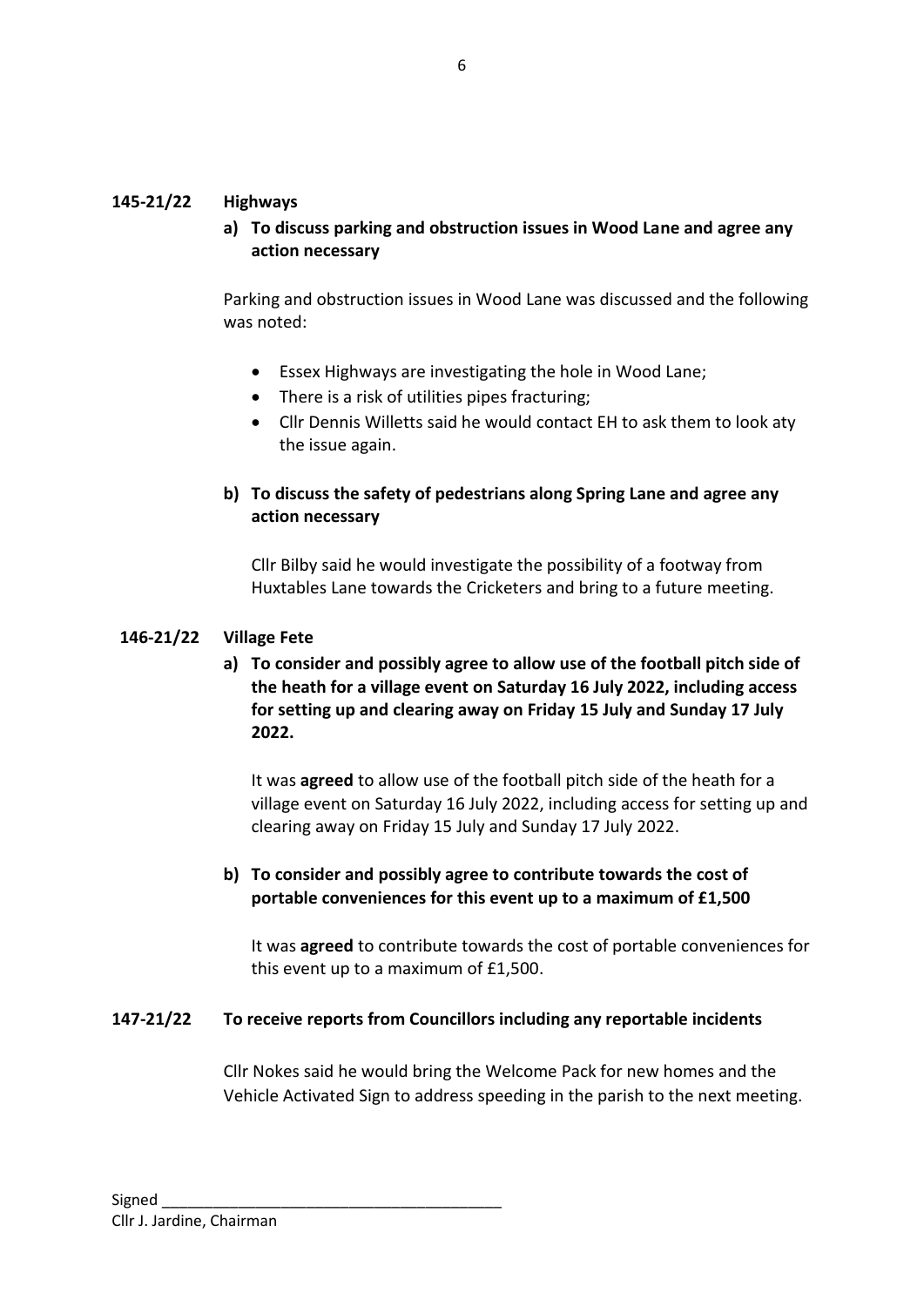**145-21/22 Highways**

**a) To discuss parking and obstruction issues in Wood Lane and agree any action necessary**

Parking and obstruction issues in Wood Lane was discussed and the following was noted:

- Essex Highways are investigating the hole in Wood Lane;
- There is a risk of utilities pipes fracturing;
- Cllr Dennis Willetts said he would contact EH to ask them to look aty the issue again.

**b) To discuss the safety of pedestrians along Spring Lane and agree any action necessary**

Cllr Bilby said he would investigate the possibility of a footway from Huxtables Lane towards the Cricketers and bring to a future meeting.

**146-21/22 Village Fete**

**a) To consider and possibly agree to allow use of the football pitch side of the heath for a village event on Saturday 16 July 2022, including access for setting up and clearing away on Friday 15 July and Sunday 17 July 2022.**

It was **agreed** to allow use of the football pitch side of the heath for a village event on Saturday 16 July 2022, including access for setting up and clearing away on Friday 15 July and Sunday 17 July 2022.

**b) To consider and possibly agree to contribute towards the cost of portable conveniences for this event up to a maximum of £1,500**

It was **agreed** to contribute towards the cost of portable conveniences for this event up to a maximum of £1,500.

**147-21/22 To receive reports from Councillors including any reportable incidents**

Cllr Nokes said he would bring the Welcome Pack for new homes and the Vehicle Activated Sign to address speeding in the parish to the next meeting.

Signed ________________________________________
Cllr J. Jardine, Chairman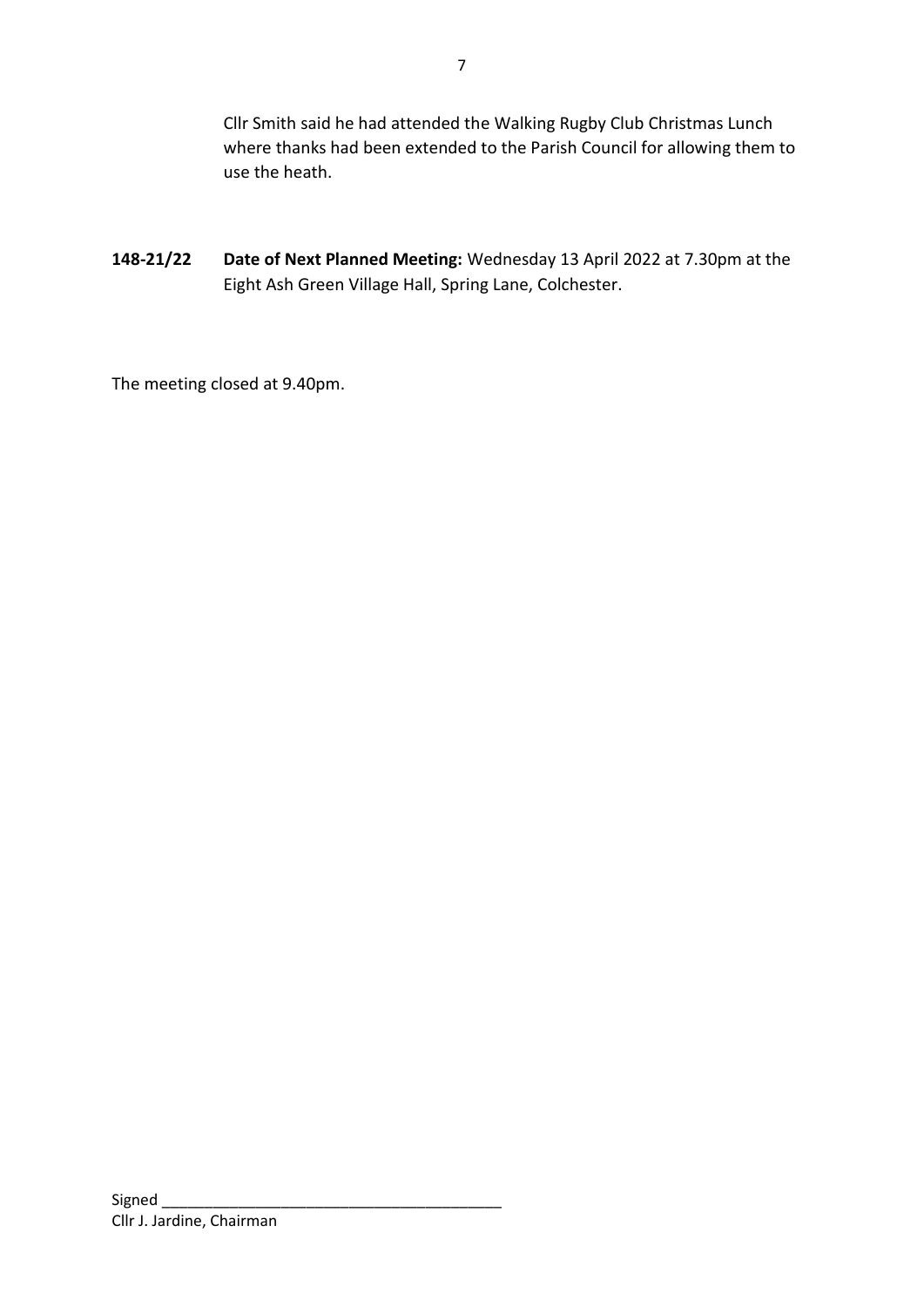Cllr Smith said he had attended the Walking Rugby Club Christmas Lunch where thanks had been extended to the Parish Council for allowing them to use the heath.

**148-21/22** **Date of Next Planned Meeting:** Wednesday 13 April 2022 at 7.30pm at the Eight Ash Green Village Hall, Spring Lane, Colchester.

The meeting closed at 9.40pm.

Signed ________________________________________

Cllr J. Jardine, Chairman